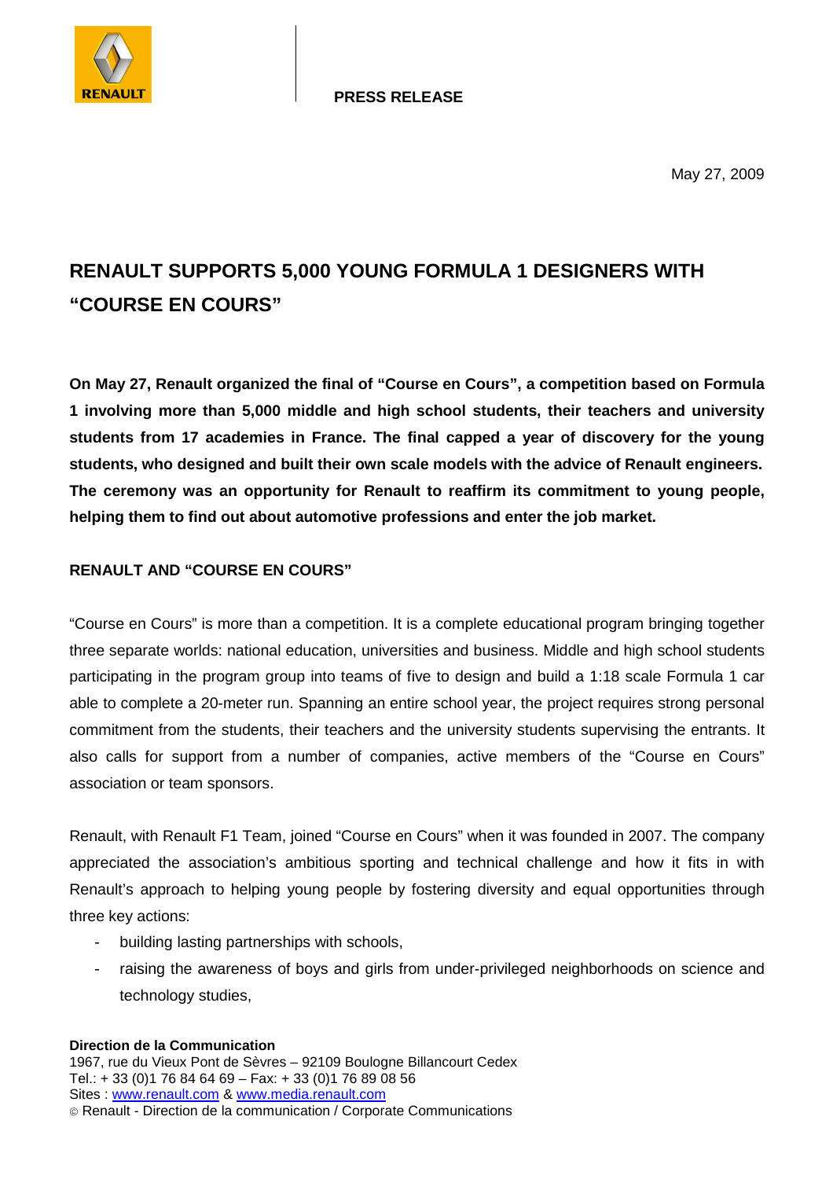**PRESS RELEASE**

May 27, 2009

# RENAULT SUPPORTS 5,000 YOUNG FORMULA 1 DESIGNERS WITH "COURSE EN COURS"

**On May 27, Renault organized the final of "Course en Cours", a competition based on Formula 1 involving more than 5,000 middle and high school students, their teachers and university students from 17 academies in France. The final capped a year of discovery for the young students, who designed and built their own scale models with the advice of Renault engineers. The ceremony was an opportunity for Renault to reaffirm its commitment to young people, helping them to find out about automotive professions and enter the job market.**

## RENAULT AND "COURSE EN COURS"

"Course en Cours" is more than a competition. It is a complete educational program bringing together three separate worlds: national education, universities and business. Middle and high school students participating in the program group into teams of five to design and build a 1:18 scale Formula 1 car able to complete a 20-meter run. Spanning an entire school year, the project requires strong personal commitment from the students, their teachers and the university students supervising the entrants. It also calls for support from a number of companies, active members of the "Course en Cours" association or team sponsors.

Renault, with Renault F1 Team, joined "Course en Cours" when it was founded in 2007. The company appreciated the association's ambitious sporting and technical challenge and how it fits in with Renault's approach to helping young people by fostering diversity and equal opportunities through three key actions:

- building lasting partnerships with schools,
- raising the awareness of boys and girls from under-privileged neighborhoods on science and technology studies,

**Direction de la Communication**
1967, rue du Vieux Pont de Sèvres – 92109 Boulogne Billancourt Cedex
Tel.: + 33 (0)1 76 84 64 69 – Fax: + 33 (0)1 76 89 08 56
Sites : www.renault.com & www.media.renault.com
© Renault - Direction de la communication / Corporate Communications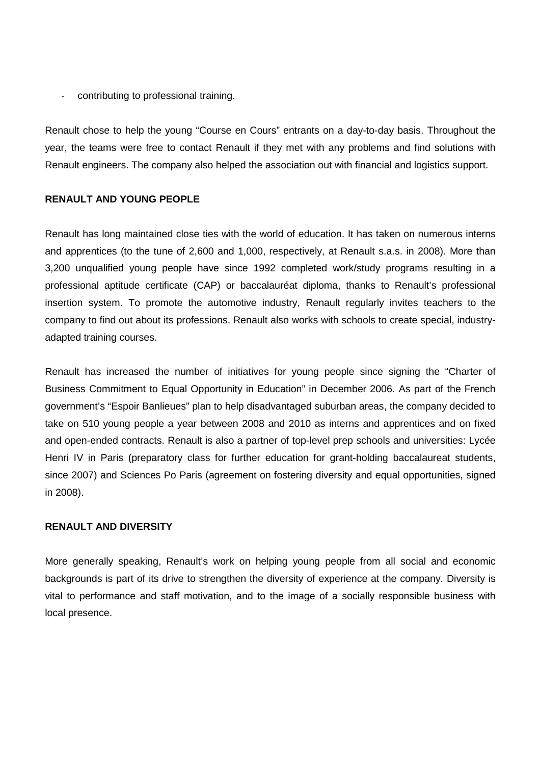- contributing to professional training.

Renault chose to help the young “Course en Cours” entrants on a day-to-day basis. Throughout the year, the teams were free to contact Renault if they met with any problems and find solutions with Renault engineers. The company also helped the association out with financial and logistics support.

**RENAULT AND YOUNG PEOPLE**

Renault has long maintained close ties with the world of education. It has taken on numerous interns and apprentices (to the tune of 2,600 and 1,000, respectively, at Renault s.a.s. in 2008). More than 3,200 unqualified young people have since 1992 completed work/study programs resulting in a professional aptitude certificate (CAP) or baccalauréat diploma, thanks to Renault’s professional insertion system. To promote the automotive industry, Renault regularly invites teachers to the company to find out about its professions. Renault also works with schools to create special, industry-adapted training courses.

Renault has increased the number of initiatives for young people since signing the “Charter of Business Commitment to Equal Opportunity in Education” in December 2006. As part of the French government’s “Espoir Banlieues” plan to help disadvantaged suburban areas, the company decided to take on 510 young people a year between 2008 and 2010 as interns and apprentices and on fixed and open-ended contracts. Renault is also a partner of top-level prep schools and universities: Lycée Henri IV in Paris (preparatory class for further education for grant-holding baccalaureat students, since 2007) and Sciences Po Paris (agreement on fostering diversity and equal opportunities, signed in 2008).

**RENAULT AND DIVERSITY**

More generally speaking, Renault’s work on helping young people from all social and economic backgrounds is part of its drive to strengthen the diversity of experience at the company. Diversity is vital to performance and staff motivation, and to the image of a socially responsible business with local presence.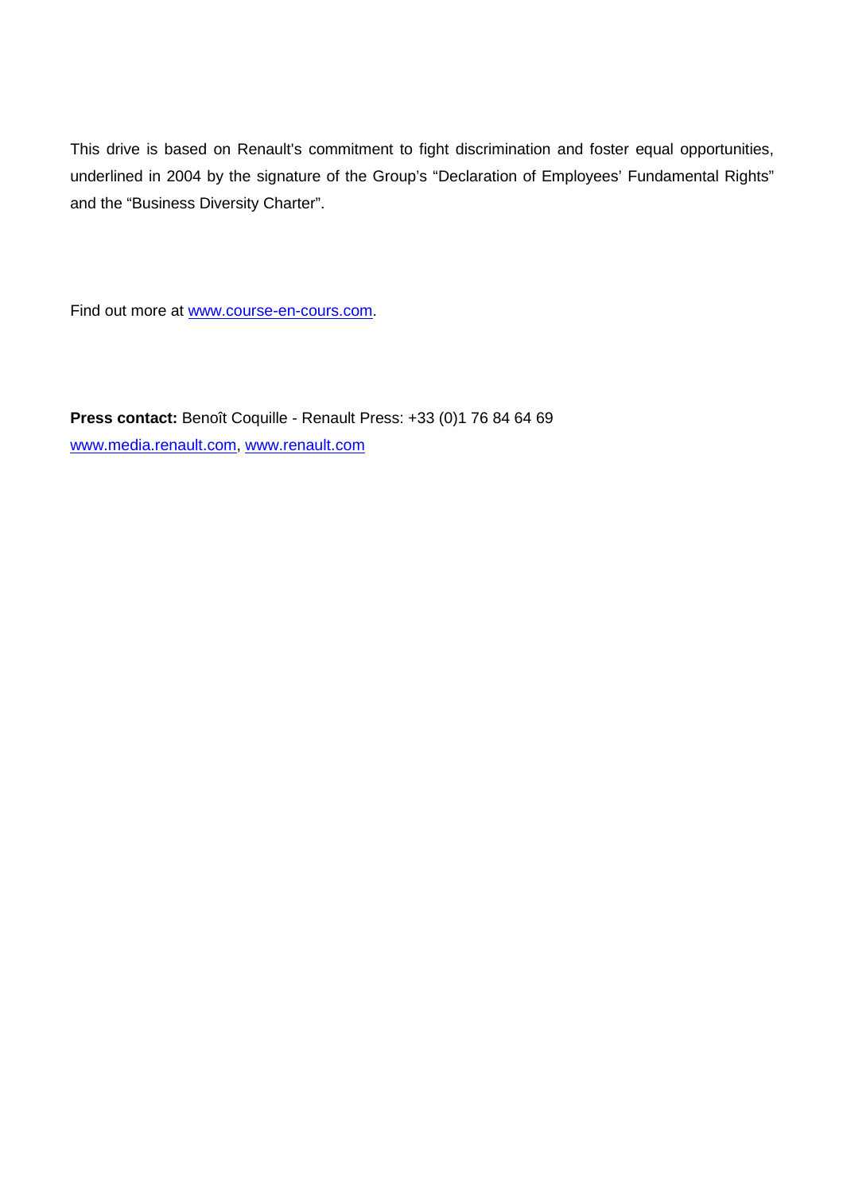This drive is based on Renault's commitment to fight discrimination and foster equal opportunities, underlined in 2004 by the signature of the Group's "Declaration of Employees' Fundamental Rights" and the "Business Diversity Charter".

Find out more at www.course-en-cours.com.

**Press contact:** Benoît Coquille - Renault Press: +33 (0)1 76 84 64 69
www.media.renault.com, www.renault.com